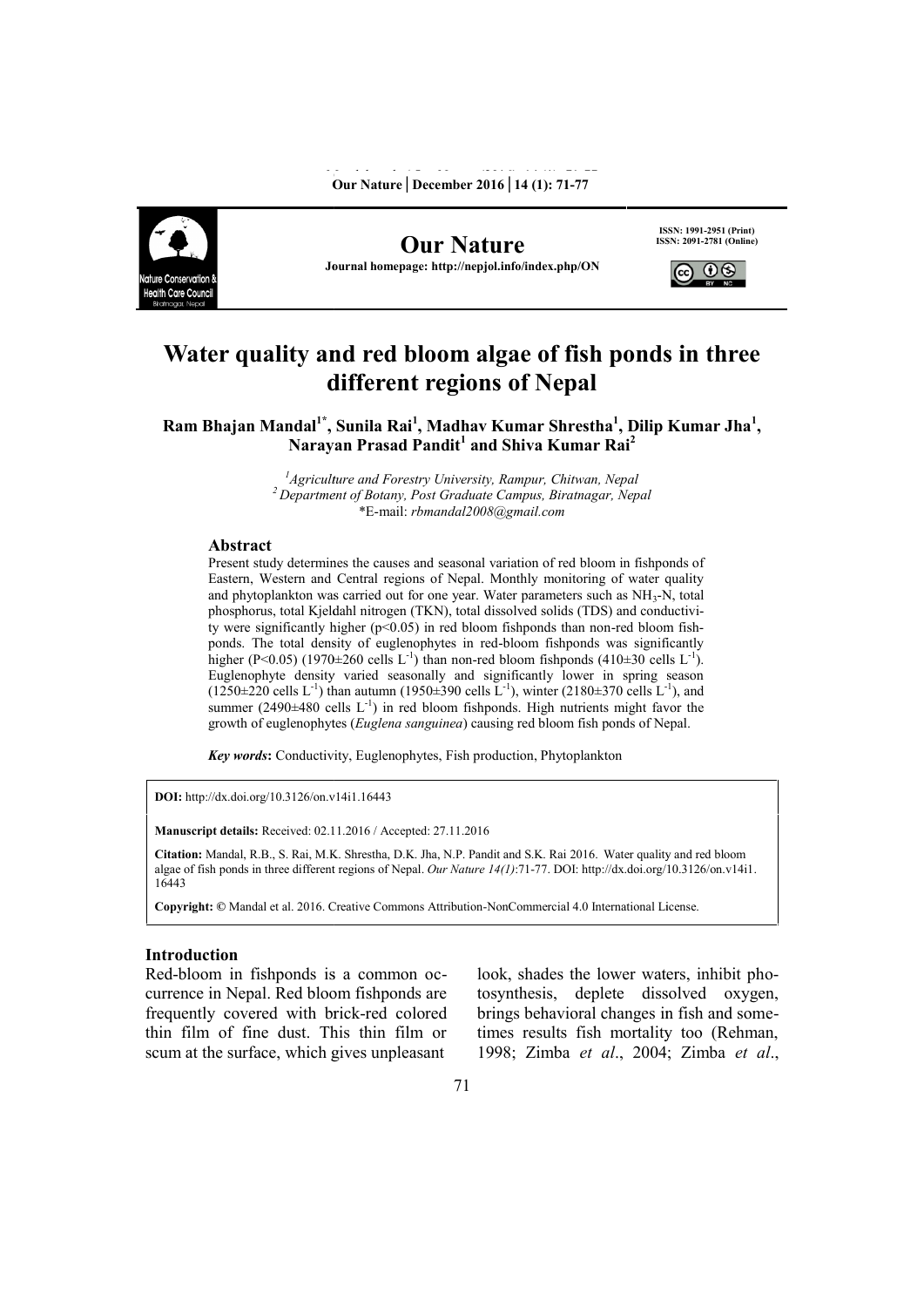# Water quality and red bloom algae of fish ponds in three different regions of Nepal

**Ram Bhajan Mandal[1*], Sunila Rai[1], Madhav Kumar Shrestha[1], Dilip Kumar Jha[1], Narayan Prasad Pandit[1] and Shiva Kumar Rai[2]**

[1]*Agriculture and Forestry University, Rampur, Chitwan, Nepal*
[2]*Department of Botany, Post Graduate Campus, Biratnagar, Nepal*
*E-mail: *rbmandal2008@gmail.com*

## Abstract

Present study determines the causes and seasonal variation of red bloom in fishponds of Eastern, Western and Central regions of Nepal. Monthly monitoring of water quality and phytoplankton was carried out for one year. Water parameters such as $NH_3$-N, total phosphorus, total Kjeldahl nitrogen (TKN), total dissolved solids (TDS) and conductivity were significantly higher ($p<0.05$) in red bloom fishponds than non-red bloom fishponds. The total density of euglenophytes in red-bloom fishponds was significantly higher ($P<0.05$) (1970±260 cells $L^{-1}$) than non-red bloom fishponds (410±30 cells $L^{-1}$). Euglenophyte density varied seasonally and significantly lower in spring season (1250±220 cells $L^{-1}$) than autumn (1950±390 cells $L^{-1}$), winter (2180±370 cells $L^{-1}$), and summer (2490±480 cells $L^{-1}$) in red bloom fishponds. High nutrients might favor the growth of euglenophytes (*Euglena sanguinea*) causing red bloom fish ponds of Nepal.

***Key words*:** Conductivity, Euglenophytes, Fish production, Phytoplankton

**DOI:** http://dx.doi.org/10.3126/on.v14i1.16443

**Manuscript details:** Received: 02.11.2016 / Accepted: 27.11.2016

**Citation:** Mandal, R.B., S. Rai, M.K. Shrestha, D.K. Jha, N.P. Pandit and S.K. Rai 2016. Water quality and red bloom algae of fish ponds in three different regions of Nepal. *Our Nature 14(1)*:71-77. DOI: http://dx.doi.org/10.3126/on.v14i1.16443

**Copyright:** © Mandal et al. 2016. Creative Commons Attribution-NonCommercial 4.0 International License.

## Introduction

Red-bloom in fishponds is a common occurrence in Nepal. Red bloom fishponds are frequently covered with brick-red colored thin film of fine dust. This thin film or scum at the surface, which gives unpleasant look, shades the lower waters, inhibit photosynthesis, deplete dissolved oxygen, brings behavioral changes in fish and sometimes results fish mortality too (Rehman, 1998; Zimba *et al*., 2004; Zimba *et al*.,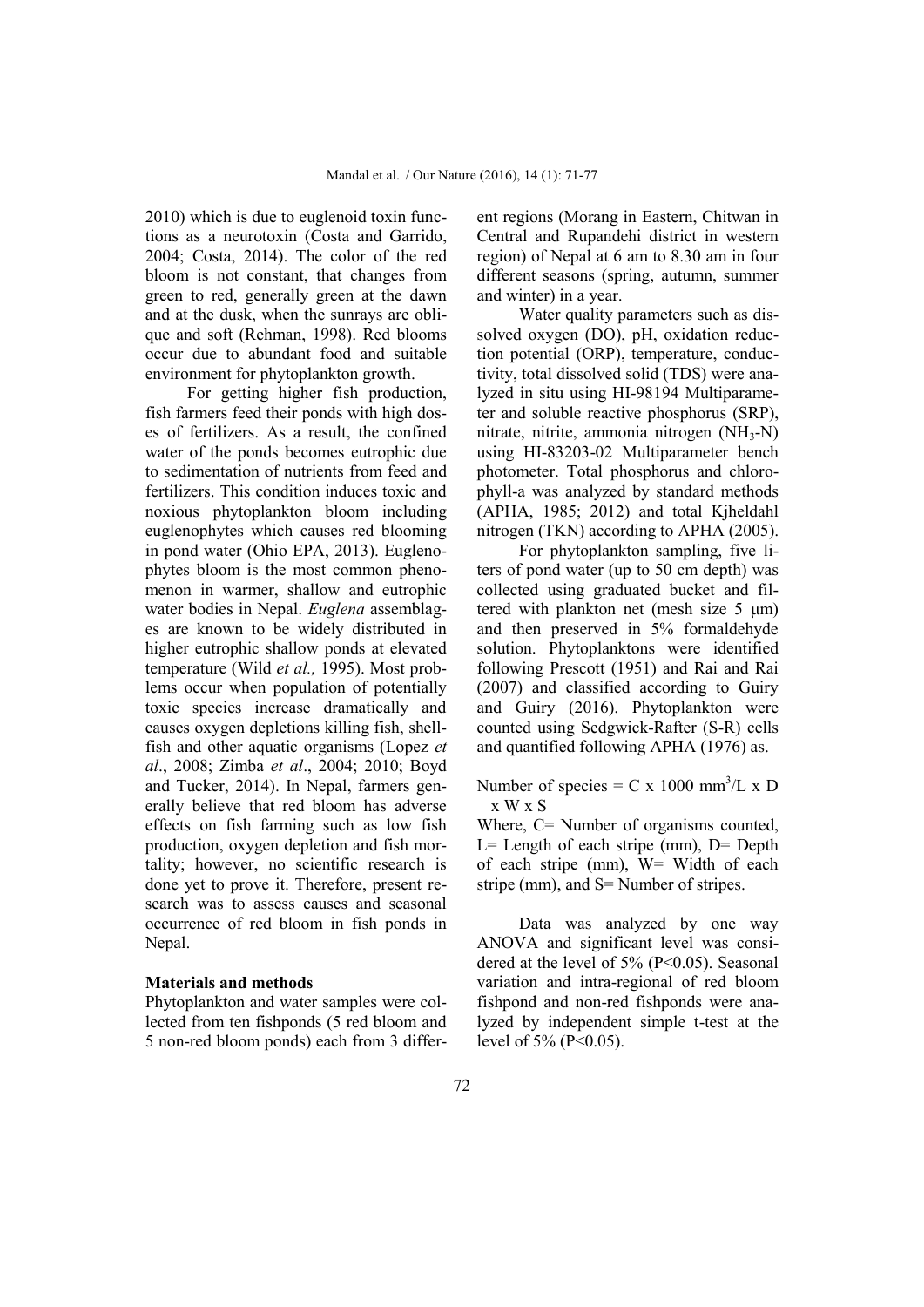2010) which is due to euglenoid toxin functions as a neurotoxin (Costa and Garrido, 2004; Costa, 2014). The color of the red bloom is not constant, that changes from green to red, generally green at the dawn and at the dusk, when the sunrays are oblique and soft (Rehman, 1998). Red blooms occur due to abundant food and suitable environment for phytoplankton growth.

For getting higher fish production, fish farmers feed their ponds with high doses of fertilizers. As a result, the confined water of the ponds becomes eutrophic due to sedimentation of nutrients from feed and fertilizers. This condition induces toxic and noxious phytoplankton bloom including euglenophytes which causes red blooming in pond water (Ohio EPA, 2013). Euglenophytes bloom is the most common phenomenon in warmer, shallow and eutrophic water bodies in Nepal. *Euglena* assemblages are known to be widely distributed in higher eutrophic shallow ponds at elevated temperature (Wild *et al.,* 1995). Most problems occur when population of potentially toxic species increase dramatically and causes oxygen depletions killing fish, shellfish and other aquatic organisms (Lopez *et al*., 2008; Zimba *et al*., 2004; 2010; Boyd and Tucker, 2014). In Nepal, farmers generally believe that red bloom has adverse effects on fish farming such as low fish production, oxygen depletion and fish mortality; however, no scientific research is done yet to prove it. Therefore, present research was to assess causes and seasonal occurrence of red bloom in fish ponds in Nepal.

## Materials and methods

Phytoplankton and water samples were collected from ten fishponds (5 red bloom and 5 non-red bloom ponds) each from 3 different regions (Morang in Eastern, Chitwan in Central and Rupandehi district in western region) of Nepal at 6 am to 8.30 am in four different seasons (spring, autumn, summer and winter) in a year.

Water quality parameters such as dissolved oxygen (DO), pH, oxidation reduction potential (ORP), temperature, conductivity, total dissolved solid (TDS) were analyzed in situ using HI-98194 Multiparameter and soluble reactive phosphorus (SRP), nitrate, nitrite, ammonia nitrogen ($NH_3$-N) using HI-83203-02 Multiparameter bench photometer. Total phosphorus and chlorophyll-a was analyzed by standard methods (APHA, 1985; 2012) and total Kjheldahl nitrogen (TKN) according to APHA (2005).

For phytoplankton sampling, five liters of pond water (up to 50 cm depth) was collected using graduated bucket and filtered with plankton net (mesh size 5 μm) and then preserved in 5% formaldehyde solution. Phytoplanktons were identified following Prescott (1951) and Rai and Rai (2007) and classified according to Guiry and Guiry (2016). Phytoplankton were counted using Sedgwick-Rafter (S-R) cells and quantified following APHA (1976) as.

$$\text{Number of species} = C \times 1000 \text{ mm}^3/L \times D \times W \times S$$

Where, C= Number of organisms counted, L= Length of each stripe (mm), D= Depth of each stripe (mm), W= Width of each stripe (mm), and S= Number of stripes.

Data was analyzed by one way ANOVA and significant level was considered at the level of 5% ($P<0.05$). Seasonal variation and intra-regional of red bloom fishpond and non-red fishponds were analyzed by independent simple t-test at the level of 5% ($P<0.05$).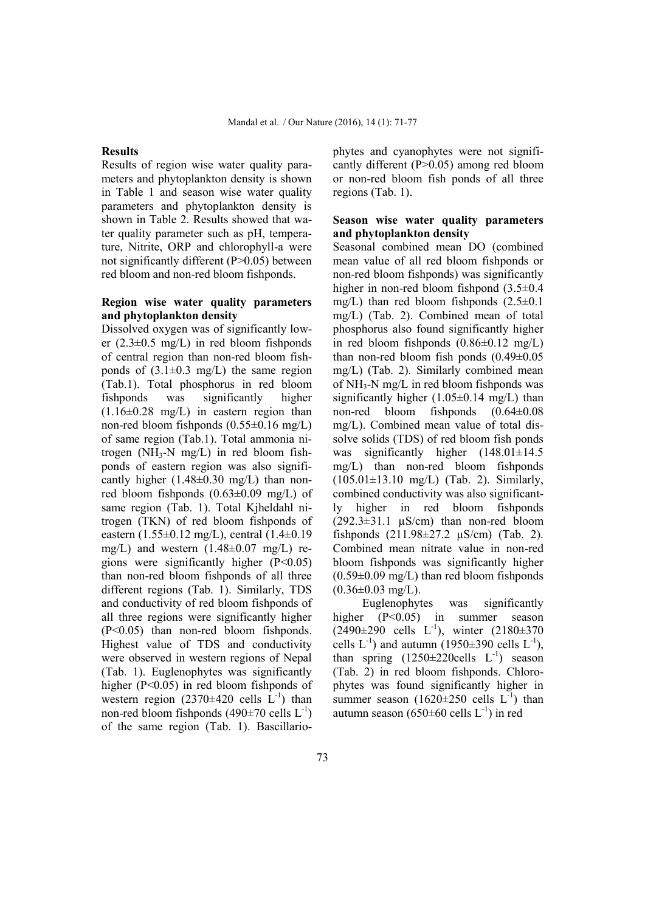### Results

Results of region wise water quality parameters and phytoplankton density is shown in Table 1 and season wise water quality parameters and phytoplankton density is shown in Table 2. Results showed that water quality parameter such as pH, temperature, Nitrite, ORP and chlorophyll-a were not significantly different ($P>0.05$) between red bloom and non-red bloom fishponds.

### Region wise water quality parameters and phytoplankton density

Dissolved oxygen was of significantly lower (2.3±0.5 mg/L) in red bloom fishponds of central region than non-red bloom fishponds of (3.1±0.3 mg/L) the same region (Tab.1). Total phosphorus in red bloom fishponds was significantly higher (1.16±0.28 mg/L) in eastern region than non-red bloom fishponds (0.55±0.16 mg/L) of same region (Tab.1). Total ammonia nitrogen ($NH_3$-N mg/L) in red bloom fishponds of eastern region was also significantly higher (1.48±0.30 mg/L) than non-red bloom fishponds (0.63±0.09 mg/L) of same region (Tab. 1). Total Kjheldahl nitrogen (TKN) of red bloom fishponds of eastern (1.55±0.12 mg/L), central (1.4±0.19 mg/L) and western (1.48±0.07 mg/L) regions were significantly higher ($P<0.05$) than non-red bloom fishponds of all three different regions (Tab. 1). Similarly, TDS and conductivity of red bloom fishponds of all three regions were significantly higher ($P<0.05$) than non-red bloom fishponds. Highest value of TDS and conductivity were observed in western regions of Nepal (Tab. 1). Euglenophytes was significantly higher ($P<0.05$) in red bloom fishponds of western region (2370±420 cells $L^{-1}$) than non-red bloom fishponds (490±70 cells $L^{-1}$) of the same region (Tab. 1). Bascillariophytes and cyanophytes were not significantly different ($P>0.05$) among red bloom or non-red bloom fish ponds of all three regions (Tab. 1).

### Season wise water quality parameters and phytoplankton density

Seasonal combined mean DO (combined mean value of all red bloom fishponds or non-red bloom fishponds) was significantly higher in non-red bloom fishpond (3.5±0.4 mg/L) than red bloom fishponds (2.5±0.1 mg/L) (Tab. 2). Combined mean of total phosphorus also found significantly higher in red bloom fishponds (0.86±0.12 mg/L) than non-red bloom fish ponds (0.49±0.05 mg/L) (Tab. 2). Similarly combined mean of $NH_3$-N mg/L in red bloom fishponds was significantly higher (1.05±0.14 mg/L) than non-red bloom fishponds (0.64±0.08 mg/L). Combined mean value of total dissolve solids (TDS) of red bloom fish ponds was significantly higher (148.01±14.5 mg/L) than non-red bloom fishponds (105.01±13.10 mg/L) (Tab. 2). Similarly, combined conductivity was also significantly higher in red bloom fishponds (292.3±31.1 µS/cm) than non-red bloom fishponds (211.98±27.2 µS/cm) (Tab. 2). Combined mean nitrate value in non-red bloom fishponds was significantly higher (0.59±0.09 mg/L) than red bloom fishponds (0.36±0.03 mg/L).

Euglenophytes was significantly higher ($P<0.05$) in summer season (2490±290 cells $L^{-1}$), winter (2180±370 cells $L^{-1}$) and autumn (1950±390 cells $L^{-1}$), than spring (1250±220cells $L^{-1}$) season (Tab. 2) in red bloom fishponds. Chlorophytes was found significantly higher in summer season (1620±250 cells $L^{-1}$) than autumn season (650±60 cells $L^{-1}$) in red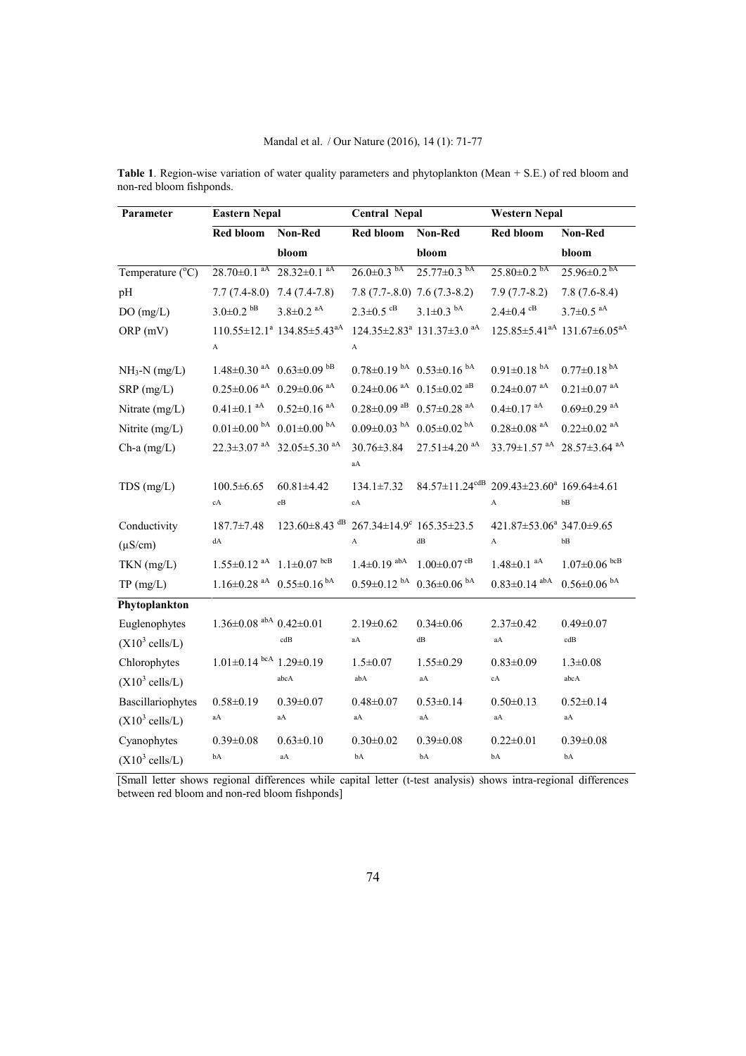**Table 1**. Region-wise variation of water quality parameters and phytoplankton (Mean + S.E.) of red bloom and non-red bloom fishponds.

| Parameter | Eastern Nepal | | Central Nepal | | Western Nepal | |
|---|---|---|---|---|---|---|
| | Red bloom | Non-Red bloom | Red bloom | Non-Red bloom | Red bloom | Non-Red bloom |
| Temperature (°C) | 28.70±0.1 [aA] | 28.32±0.1 [aA] | 26.0±0.3 [bA] | 25.77±0.3 [bA] | 25.80±0.2 [bA] | 25.96±0.2 [bA] |
| pH | 7.7 (7.4-8.0) | 7.4 (7.4-7.8) | 7.8 (7.7-.8.0) | 7.6 (7.3-8.2) | 7.9 (7.7-8.2) | 7.8 (7.6-8.4) |
| DO (mg/L) | 3.0±0.2 [bB] | 3.8±0.2 [aA] | 2.3±0.5 [cB] | 3.1±0.3 [bA] | 2.4±0.4 [cB] | 3.7±0.5 [aA] |
| ORP (mV) | 110.55±12.1[a] [A] | 134.85±5.43[aA] | 124.35±2.83[a] [A] | 131.37±3.0 [aA] | 125.85±5.41[aA] | 131.67±6.05[aA] |
| $NH_3$-N (mg/L) | 1.48±0.30 [aA] | 0.63±0.09 [bB] | 0.78±0.19 [bA] | 0.53±0.16 [bA] | 0.91±0.18 [bA] | 0.77±0.18 [bA] |
| SRP (mg/L) | 0.25±0.06 [aA] | 0.29±0.06 [aA] | 0.24±0.06 [aA] | 0.15±0.02 [aB] | 0.24±0.07 [aA] | 0.21±0.07 [aA] |
| Nitrate (mg/L) | 0.41±0.1 [aA] | 0.52±0.16 [aA] | 0.28±0.09 [aB] | 0.57±0.28 [aA] | 0.4±0.17 [aA] | 0.69±0.29 [aA] |
| Nitrite (mg/L) | 0.01±0.00 [bA] | 0.01±0.00 [bA] | 0.09±0.03 [bA] | 0.05±0.02 [bA] | 0.28±0.08 [aA] | 0.22±0.02 [aA] |
| Ch-a (mg/L) | 22.3±3.07 [aA] | 32.05±5.30 [aA] | 30.76±3.84 [aA] | 27.51±4.20 [aA] | 33.79±1.57 [aA] | 28.57±3.64 [aA] |
| TDS (mg/L) | 100.5±6.65 [cA] | 60.81±4.42 [eB] | 134.1±7.32 [cA] | 84.57±11.24[cdB] | 209.43±23.60[a] [A] | 169.64±4.61 [bB] |
| Conductivity (μS/cm) | 187.7±7.48 [dA] | 123.60±8.43 [dB] | 267.34±14.9[c] [A] | 165.35±23.5 [dB] | 421.87±53.06[a] [A] | 347.0±9.65 [bB] |
| TKN (mg/L) | 1.55±0.12 [aA] | 1.1±0.07 [bcB] | 1.4±0.19 [abA] | 1.00±0.07 [cB] | 1.48±0.1 [aA] | 1.07±0.06 [bcB] |
| TP (mg/L) | 1.16±0.28 [aA] | 0.55±0.16 [bA] | 0.59±0.12 [bA] | 0.36±0.06 [bA] | 0.83±0.14 [abA] | 0.56±0.06 [bA] |
| **Phytoplankton** | | | | | | |
| Euglenophytes ($X10^3$ cells/L) | 1.36±0.08 [abA] | 0.42±0.01 [cdB] | 2.19±0.62 [aA] | 0.34±0.06 [dB] | 2.37±0.42 [aA] | 0.49±0.07 [cdB] |
| Chlorophytes ($X10^3$ cells/L) | 1.01±0.14 [bcA] | 1.29±0.19 [abcA] | 1.5±0.07 [abA] | 1.55±0.29 [aA] | 0.83±0.09 [cA] | 1.3±0.08 [abcA] |
| Bascillariophytes ($X10^3$ cells/L) | 0.58±0.19 [aA] | 0.39±0.07 [aA] | 0.48±0.07 [aA] | 0.53±0.14 [aA] | 0.50±0.13 [aA] | 0.52±0.14 [aA] |
| Cyanophytes ($X10^3$ cells/L) | 0.39±0.08 [bA] | 0.63±0.10 [aA] | 0.30±0.02 [bA] | 0.39±0.08 [bA] | 0.22±0.01 [bA] | 0.39±0.08 [bA] |

[Small letter shows regional differences while capital letter (t-test analysis) shows intra-regional differences between red bloom and non-red bloom fishponds]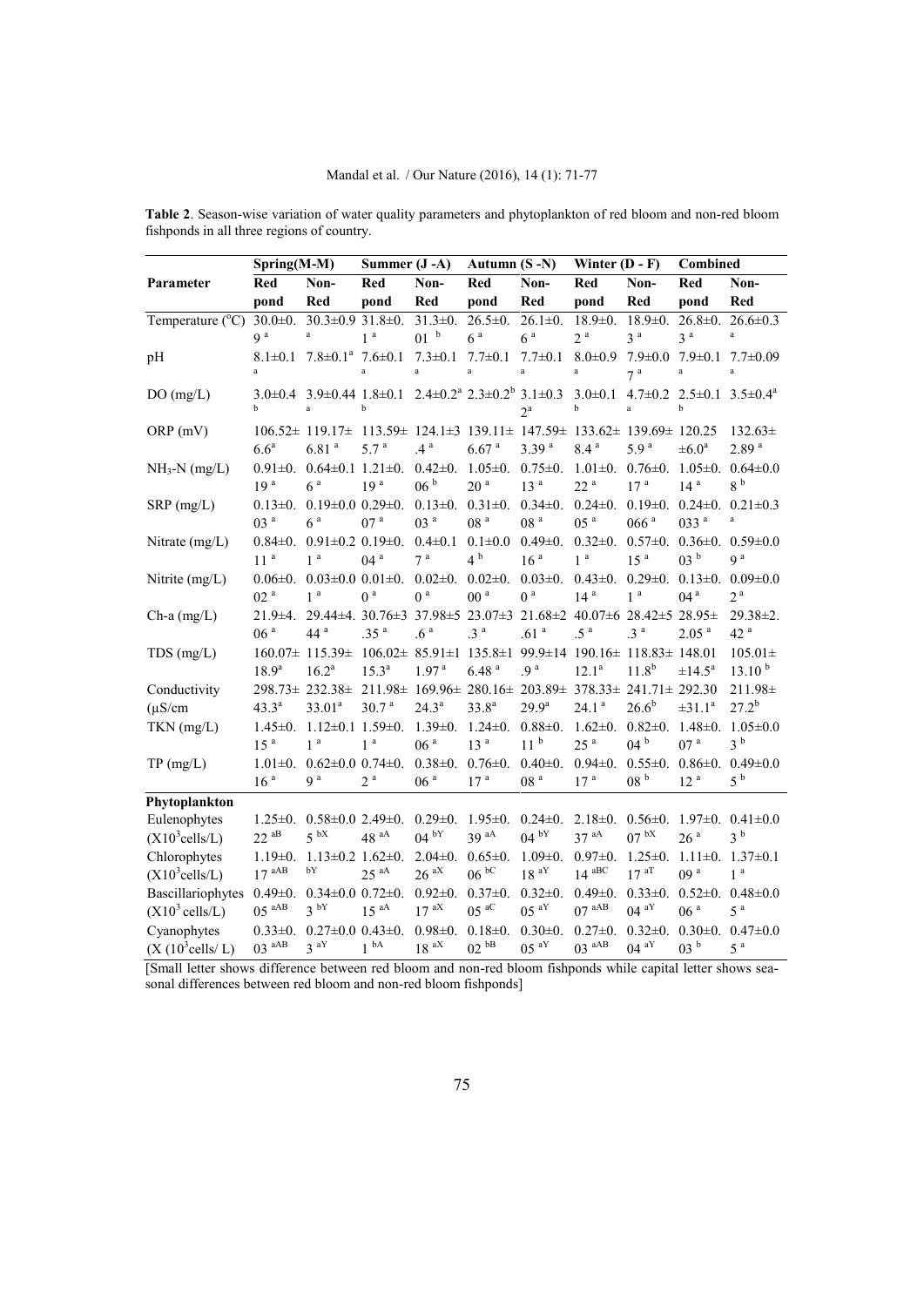**Table 2**. Season-wise variation of water quality parameters and phytoplankton of red bloom and non-red bloom fishponds in all three regions of country.

| | Spring(M-M) | | Summer (J -A) | | Autumn (S -N) | | Winter (D - F) | | Combined | |
|---|---|---|---|---|---|---|---|---|---|---|
| Parameter | Red pond | Non-Red | Red pond | Non-Red | Red pond | Non-Red | Red pond | Non-Red | Red pond | Non-Red |
| Temperature (°C) | 30.0±0.9 [a] | 30.3±0.9 [a] | 31.8±0.1 [a] | 31.3±0.01 [b] | 26.5±0.6 [a] | 26.1±0.6 [a] | 18.9±0.2 [a] | 18.9±0.3 [a] | 26.8±0.3 [a] | 26.6±0.3 [a] |
| pH | 8.1±0.1 [a] | 7.8±0.1 [a] | 7.6±0.1 [a] | 7.3±0.1 [a] | 7.7±0.1 [a] | 7.7±0.1 [a] | 8.0±0.9 [a] | 7.9±0.07 [a] | 7.9±0.1 [a] | 7.7±0.09 [a] |
| DO (mg/L) | 3.0±0.4 [b] | 3.9±0.44 [a] | 1.8±0.1 [b] | 2.4±0.2 [a] | 2.3±0.2 [b] | 3.1±0.32 [a] | 3.0±0.1 [b] | 4.7±0.2 [a] | 2.5±0.1 [b] | 3.5±0.4 [a] |
| ORP (mV) | 106.52± 6.6 [a] | 119.17± 6.81 [a] | 113.59± 5.7 [a] | 124.1±3.4 [a] | 139.11± 6.67 [a] | 147.59± 3.39 [a] | 133.62± 8.4 [a] | 139.69± 5.9 [a] | 120.25 ±6.0 [a] | 132.63± 2.89 [a] |
| $NH_3$-N (mg/L) | 0.91±0.19 [a] | 0.64±0.16 [a] | 1.21±0.19 [a] | 0.42±0.06 [b] | 1.05±0.20 [a] | 0.75±0.13 [a] | 1.01±0.22 [a] | 0.76±0.17 [a] | 1.05±0.14 [a] | 0.64±0.08 [b] |
| SRP (mg/L) | 0.13±0.03 [a] | 0.19±0.06 [a] | 0.29±0.07 [a] | 0.13±0.03 [a] | 0.31±0.08 [a] | 0.34±0.08 [a] | 0.24±0.05 [a] | 0.19±0.066 [a] | 0.24±0.033 [a] | 0.21±0.3 [a] |
| Nitrate (mg/L) | 0.84±0.11 [a] | 0.91±0.21 [a] | 0.19±0.04 [a] | 0.4±0.17 [a] | 0.1±0.04 [b] | 0.49±0.16 [a] | 0.32±0.1 [a] | 0.57±0.15 [a] | 0.36±0.03 [b] | 0.59±0.09 [a] |
| Nitrite (mg/L) | 0.06±0.02 [a] | 0.03±0.01 [a] | 0.01±0.0 [a] | 0.02±0.0 [a] | 0.02±0.00 [a] | 0.03±0.0 [a] | 0.43±0.14 [a] | 0.29±0.1 [a] | 0.13±0.04 [a] | 0.09±0.02 [a] |
| Ch-a (mg/L) | 21.9±4.06 [a] | 29.44±4.44 [a] | 30.76±3.35 [a] | 37.98±5.6 [a] | 23.07±3.3 [a] | 21.68±2.61 [a] | 40.07±6.5 [a] | 28.42±5.3 [a] | 28.95± 2.05 [a] | 29.38±2.42 [a] |
| TDS (mg/L) | 160.07± 18.9 [a] | 115.39± 16.2 [a] | 106.02± 15.3 [a] | 85.91±1.97 [a] | 135.8±16.48 [a] | 99.9±14.9 [a] | 190.16± 12.1 [a] | 118.83± 11.8 [b] | 148.01 ±14.5 [a] | 105.01± 13.10 [b] |
| Conductivity (µS/cm | 298.73± 43.3 [a] | 232.38± 33.01 [a] | 221.98± 30.7 [a] | 169.96± 24.3 [a] | 280.16± 33.8 [a] | 203.89± 29.9 [a] | 378.33± 24.1 [a] | 241.71± 26.6 [b] | 292.30 ±31.1 [a] | 211.98± 27.2 [b] |
| TKN (mg/L) | 1.45±0.15 [a] | 1.12±0.11 [a] | 1.59±0.1 [a] | 1.39±0.06 [a] | 1.24±0.13 [a] | 0.88±0.11 [b] | 1.62±0.25 [a] | 0.82±0.04 [b] | 1.48±0.07 [a] | 1.05±0.03 [b] |
| TP (mg/L) | 1.01±0.16 [a] | 0.62±0.09 [a] | 0.74±0.2 [a] | 0.38±0.06 [a] | 0.76±0.17 [a] | 0.40±0.08 [a] | 0.94±0.17 [a] | 0.55±0.08 [b] | 0.86±0.12 [a] | 0.49±0.05 [b] |
| **Phytoplankton** | | | | | | | | | | |
| Eulenophytes ($X10^3$cells/L) | 1.25±0.22 [aB] | 0.58±0.05 [bX] | 2.49±0.48 [aA] | 0.29±0.04 [bY] | 1.95±0.39 [aA] | 0.24±0.04 [bY] | 2.18±0.37 [aA] | 0.56±0.07 [bX] | 1.97±0.26 [a] | 0.41±0.03 [b] |
| Chlorophytes ($X10^3$cells/L) | 1.19±0.17 [aAB] | 1.13±0.2 [bY] | 1.62±0.25 [aA] | 2.04±0.26 [aX] | 0.65±0.06 [bC] | 1.09±0.18 [aY] | 0.97±0.14 [aBC] | 1.25±0.17 [aT] | 1.11±0.09 [a] | 1.37±0.11 [a] |
| Bascillariophytes ($X10^3$ cells/L) | 0.49±0.05 [aAB] | 0.34±0.03 [bY] | 0.72±0.15 [aA] | 0.92±0.17 [aX] | 0.37±0.05 [aC] | 0.32±0.05 [aY] | 0.49±0.07 [aAB] | 0.33±0.04 [aY] | 0.52±0.06 [a] | 0.48±0.05 [a] |
| Cyanophytes (X ($10^3$cells/ L) | 0.33±0.03 [aAB] | 0.27±0.03 [aY] | 0.43±0.1 [bA] | 0.98±0.18 [aX] | 0.18±0.02 [bB] | 0.30±0.05 [aY] | 0.27±0.03 [aAB] | 0.32±0.04 [aY] | 0.30±0.03 [b] | 0.47±0.05 [a] |

[Small letter shows difference between red bloom and non-red bloom fishponds while capital letter shows seasonal differences between red bloom and non-red bloom fishponds]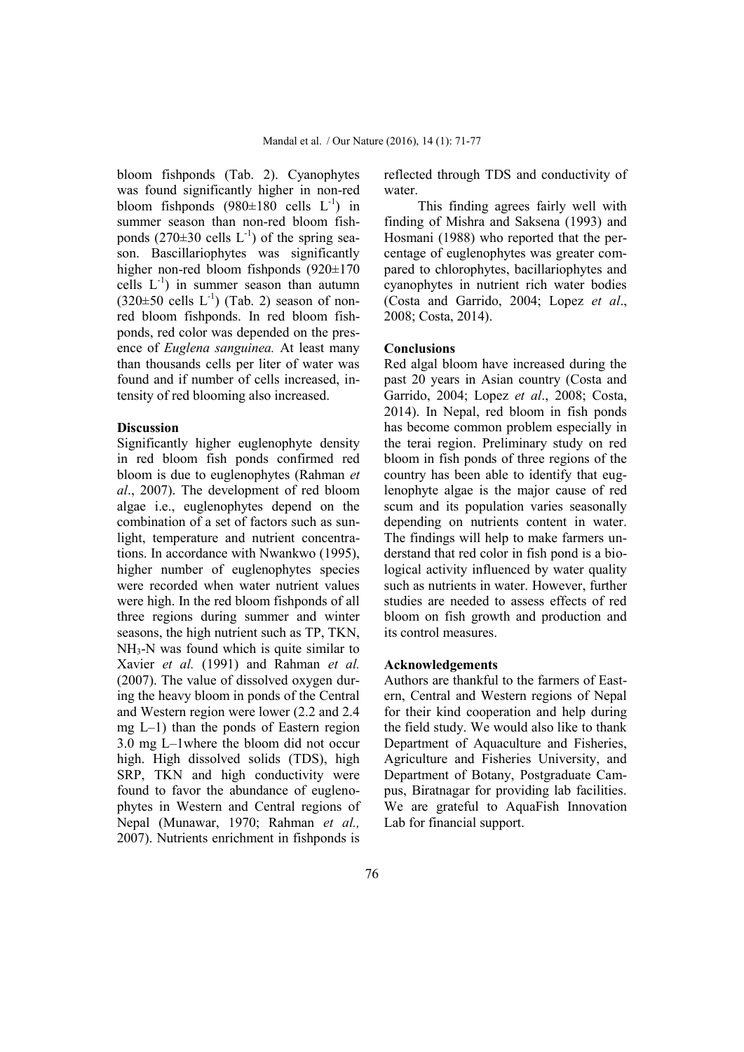bloom fishponds (Tab. 2). Cyanophytes was found significantly higher in non-red bloom fishponds (980±180 cells $L^{-1}$) in summer season than non-red bloom fishponds (270±30 cells $L^{-1}$) of the spring season. Bascillariophytes was significantly higher non-red bloom fishponds (920±170 cells $L^{-1}$) in summer season than autumn (320±50 cells $L^{-1}$) (Tab. 2) season of non-red bloom fishponds. In red bloom fishponds, red color was depended on the presence of *Euglena sanguinea.* At least many than thousands cells per liter of water was found and if number of cells increased, intensity of red blooming also increased.

### Discussion

Significantly higher euglenophyte density in red bloom fish ponds confirmed red bloom is due to euglenophytes (Rahman *et al*., 2007). The development of red bloom algae i.e., euglenophytes depend on the combination of a set of factors such as sunlight, temperature and nutrient concentrations. In accordance with Nwankwo (1995), higher number of euglenophytes species were recorded when water nutrient values were high. In the red bloom fishponds of all three regions during summer and winter seasons, the high nutrient such as TP, TKN, $NH_3$-N was found which is quite similar to Xavier *et al.* (1991) and Rahman *et al.* (2007). The value of dissolved oxygen during the heavy bloom in ponds of the Central and Western region were lower (2.2 and 2.4 mg L–1) than the ponds of Eastern region 3.0 mg L–1where the bloom did not occur high. High dissolved solids (TDS), high SRP, TKN and high conductivity were found to favor the abundance of euglenophytes in Western and Central regions of Nepal (Munawar, 1970; Rahman *et al.,* 2007). Nutrients enrichment in fishponds is reflected through TDS and conductivity of water.

This finding agrees fairly well with finding of Mishra and Saksena (1993) and Hosmani (1988) who reported that the percentage of euglenophytes was greater compared to chlorophytes, bacillariophytes and cyanophytes in nutrient rich water bodies (Costa and Garrido, 2004; Lopez *et al*., 2008; Costa, 2014).

### Conclusions

Red algal bloom have increased during the past 20 years in Asian country (Costa and Garrido, 2004; Lopez *et al*., 2008; Costa, 2014). In Nepal, red bloom in fish ponds has become common problem especially in the terai region. Preliminary study on red bloom in fish ponds of three regions of the country has been able to identify that euglenophyte algae is the major cause of red scum and its population varies seasonally depending on nutrients content in water. The findings will help to make farmers understand that red color in fish pond is a biological activity influenced by water quality such as nutrients in water. However, further studies are needed to assess effects of red bloom on fish growth and production and its control measures.

### Acknowledgements

Authors are thankful to the farmers of Eastern, Central and Western regions of Nepal for their kind cooperation and help during the field study. We would also like to thank Department of Aquaculture and Fisheries, Agriculture and Fisheries University, and Department of Botany, Postgraduate Campus, Biratnagar for providing lab facilities. We are grateful to AquaFish Innovation Lab for financial support.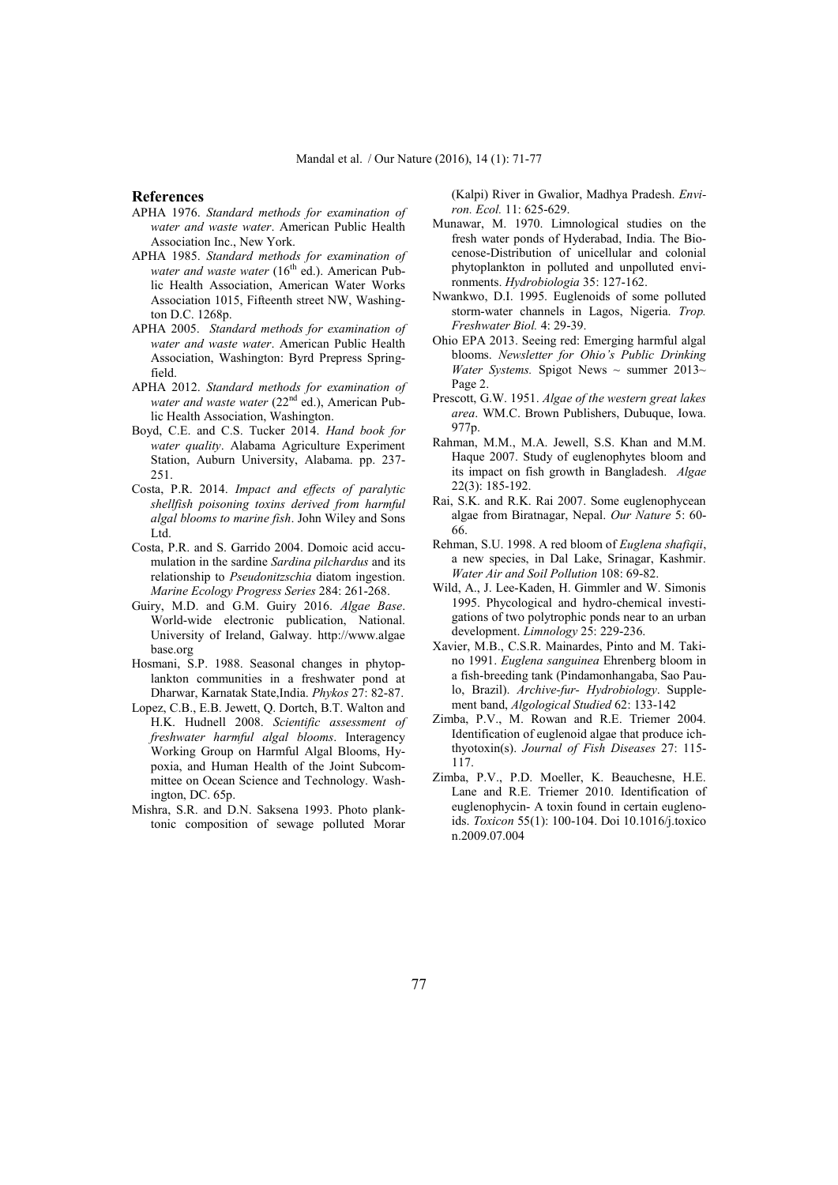## References

APHA 1976. *Standard methods for examination of water and waste water*. American Public Health Association Inc., New York.

APHA 1985. *Standard methods for examination of water and waste water* (16$^{th}$ ed.). American Public Health Association, American Water Works Association 1015, Fifteenth street NW, Washington D.C. 1268p.

APHA 2005. *Standard methods for examination of water and waste water*. American Public Health Association, Washington: Byrd Prepress Springfield.

APHA 2012. *Standard methods for examination of water and waste water* (22$^{nd}$ ed.), American Public Health Association, Washington.

Boyd, C.E. and C.S. Tucker 2014. *Hand book for water quality*. Alabama Agriculture Experiment Station, Auburn University, Alabama. pp. 237-251.

Costa, P.R. 2014. *Impact and effects of paralytic shellfish poisoning toxins derived from harmful algal blooms to marine fish*. John Wiley and Sons Ltd.

Costa, P.R. and S. Garrido 2004. Domoic acid accumulation in the sardine *Sardina pilchardus* and its relationship to *Pseudonitzschia* diatom ingestion. *Marine Ecology Progress Series* 284: 261-268.

Guiry, M.D. and G.M. Guiry 2016. *Algae Base*. World-wide electronic publication, National. University of Ireland, Galway. http://www.algaebase.org

Hosmani, S.P. 1988. Seasonal changes in phytoplankton communities in a freshwater pond at Dharwar, Karnatak State,India. *Phykos* 27: 82-87.

Lopez, C.B., E.B. Jewett, Q. Dortch, B.T. Walton and H.K. Hudnell 2008. *Scientific assessment of freshwater harmful algal blooms*. Interagency Working Group on Harmful Algal Blooms, Hypoxia, and Human Health of the Joint Subcommittee on Ocean Science and Technology. Washington, DC. 65p.

Mishra, S.R. and D.N. Saksena 1993. Photo planktonic composition of sewage polluted Morar (Kalpi) River in Gwalior, Madhya Pradesh. *Environ. Ecol.* 11: 625-629.

Munawar, M. 1970. Limnological studies on the fresh water ponds of Hyderabad, India. The Biocenose-Distribution of unicellular and colonial phytoplankton in polluted and unpolluted environments. *Hydrobiologia* 35: 127-162.

Nwankwo, D.I. 1995. Euglenoids of some polluted storm-water channels in Lagos, Nigeria. *Trop. Freshwater Biol.* 4: 29-39.

Ohio EPA 2013. Seeing red: Emerging harmful algal blooms. *Newsletter for Ohio's Public Drinking Water Systems.* Spigot News ~ summer 2013~ Page 2.

Prescott, G.W. 1951. *Algae of the western great lakes area*. WM.C. Brown Publishers, Dubuque, Iowa. 977p.

Rahman, M.M., M.A. Jewell, S.S. Khan and M.M. Haque 2007. Study of euglenophytes bloom and its impact on fish growth in Bangladesh. *Algae* 22(3): 185-192.

Rai, S.K. and R.K. Rai 2007. Some euglenophycean algae from Biratnagar, Nepal. *Our Nature* 5: 60-66.

Rehman, S.U. 1998. A red bloom of *Euglena shafiqii*, a new species, in Dal Lake, Srinagar, Kashmir. *Water Air and Soil Pollution* 108: 69-82.

Wild, A., J. Lee-Kaden, H. Gimmler and W. Simonis 1995. Phycological and hydro-chemical investigations of two polytrophic ponds near to an urban development. *Limnology* 25: 229-236.

Xavier, M.B., C.S.R. Mainardes, Pinto and M. Takino 1991. *Euglena sanguinea* Ehrenberg bloom in a fish-breeding tank (Pindamonhangaba, Sao Paulo, Brazil). *Archive-fur- Hydrobiology*. Supplement band, *Algological Studied* 62: 133-142

Zimba, P.V., M. Rowan and R.E. Triemer 2004. Identification of euglenoid algae that produce ichthyotoxin(s). *Journal of Fish Diseases* 27: 115-117.

Zimba, P.V., P.D. Moeller, K. Beauchesne, H.E. Lane and R.E. Triemer 2010. Identification of euglenophycin- A toxin found in certain euglenoids. *Toxicon* 55(1): 100-104. Doi 10.1016/j.toxicon.2009.07.004